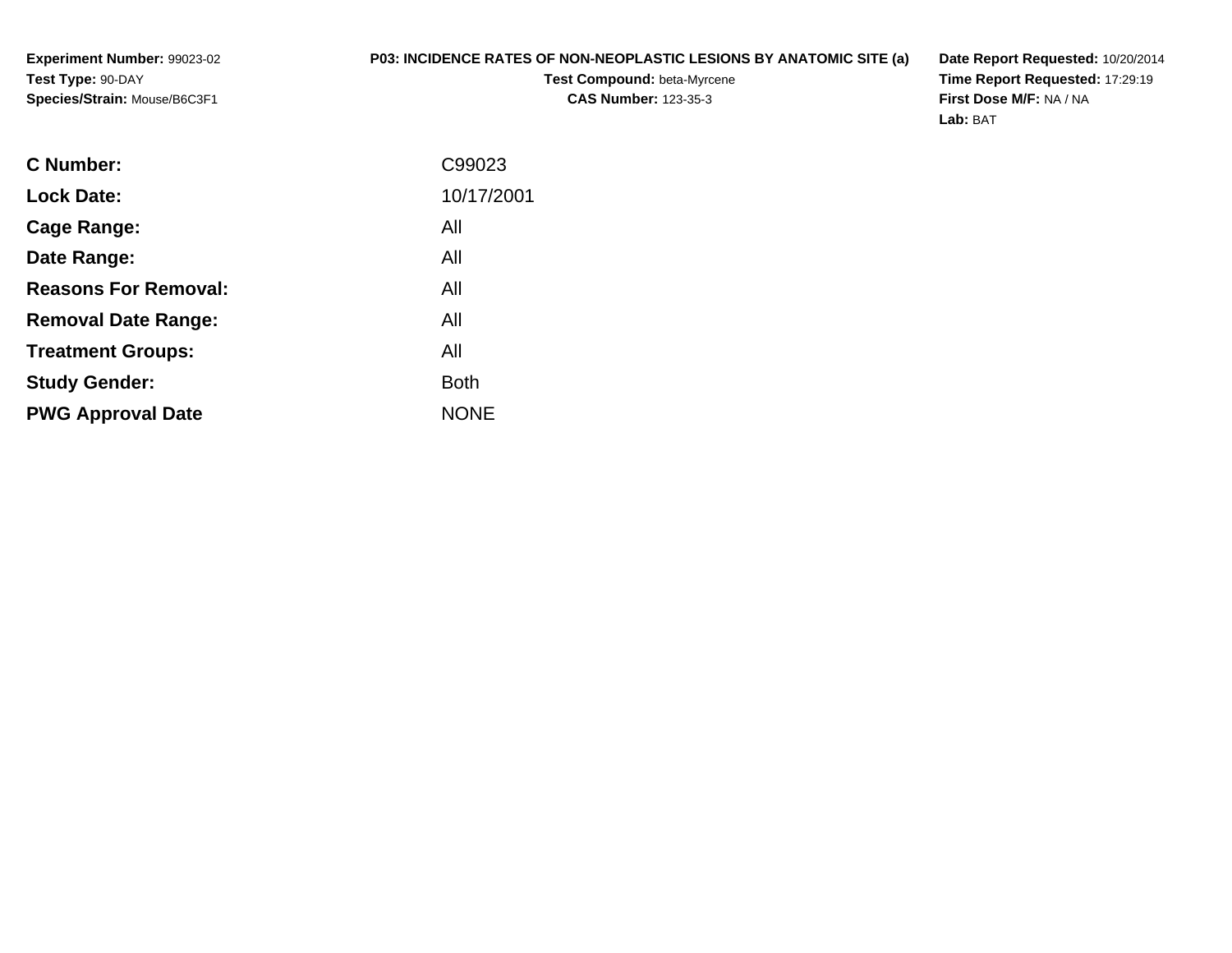**Experiment Number:** 99023-02
**Test Type:** 90-DAY
**Species/Strain:** Mouse/B6C3F1

**P03: INCIDENCE RATES OF NON-NEOPLASTIC LESIONS BY ANATOMIC SITE (a)**
**Test Compound:** beta-Myrcene
**CAS Number:** 123-35-3

**Date Report Requested:** 10/20/2014
**Time Report Requested:** 17:29:19
**First Dose M/F:** NA / NA
**Lab:** BAT

| | |
|---|---|
| **C Number:** | C99023 |
| **Lock Date:** | 10/17/2001 |
| **Cage Range:** | All |
| **Date Range:** | All |
| **Reasons For Removal:** | All |
| **Removal Date Range:** | All |
| **Treatment Groups:** | All |
| **Study Gender:** | Both |
| **PWG Approval Date** | NONE |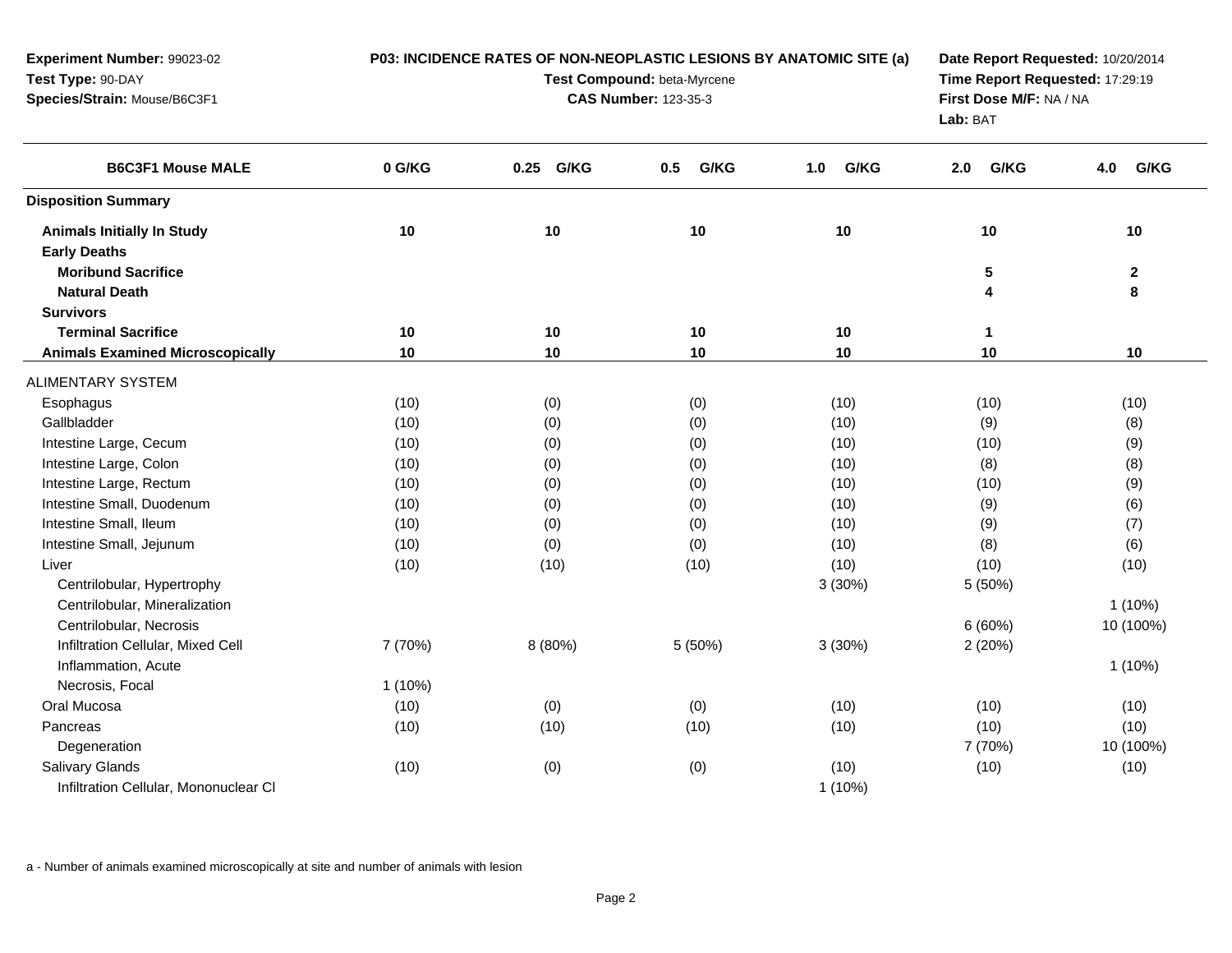**Experiment Number:** 99023-02
**Test Type:** 90-DAY
**Species/Strain:** Mouse/B6C3F1

**P03: INCIDENCE RATES OF NON-NEOPLASTIC LESIONS BY ANATOMIC SITE (a)**
**Test Compound:** beta-Myrcene
**CAS Number:** 123-35-3

**Date Report Requested:** 10/20/2014
**Time Report Requested:** 17:29:19
**First Dose M/F:** NA / NA
**Lab:** BAT

| B6C3F1 Mouse MALE | 0 G/KG | 0.25 G/KG | 0.5 G/KG | 1.0 G/KG | 2.0 G/KG | 4.0 G/KG |
|---|---|---|---|---|---|---|
| **Disposition Summary** | | | | | | |
| **Animals Initially In Study** | **10** | **10** | **10** | **10** | **10** | **10** |
| **Early Deaths** | | | | | | |
| **Moribund Sacrifice** | | | | | **5** | **2** |
| **Natural Death** | | | | | **4** | **8** |
| **Survivors** | | | | | | |
| **Terminal Sacrifice** | **10** | **10** | **10** | **10** | **1** | |
| **Animals Examined Microscopically** | **10** | **10** | **10** | **10** | **10** | **10** |
| ALIMENTARY SYSTEM | | | | | | |
| Esophagus | (10) | (0) | (0) | (10) | (10) | (10) |
| Gallbladder | (10) | (0) | (0) | (10) | (9) | (8) |
| Intestine Large, Cecum | (10) | (0) | (0) | (10) | (10) | (9) |
| Intestine Large, Colon | (10) | (0) | (0) | (10) | (8) | (8) |
| Intestine Large, Rectum | (10) | (0) | (0) | (10) | (10) | (9) |
| Intestine Small, Duodenum | (10) | (0) | (0) | (10) | (9) | (6) |
| Intestine Small, Ileum | (10) | (0) | (0) | (10) | (9) | (7) |
| Intestine Small, Jejunum | (10) | (0) | (0) | (10) | (8) | (6) |
| Liver | (10) | (10) | (10) | (10) | (10) | (10) |
| Centrilobular, Hypertrophy | | | | 3 (30%) | 5 (50%) | |
| Centrilobular, Mineralization | | | | | | 1 (10%) |
| Centrilobular, Necrosis | | | | | 6 (60%) | 10 (100%) |
| Infiltration Cellular, Mixed Cell | 7 (70%) | 8 (80%) | 5 (50%) | 3 (30%) | 2 (20%) | |
| Inflammation, Acute | | | | | | 1 (10%) |
| Necrosis, Focal | 1 (10%) | | | | | |
| Oral Mucosa | (10) | (0) | (0) | (10) | (10) | (10) |
| Pancreas | (10) | (10) | (10) | (10) | (10) | (10) |
| Degeneration | | | | | 7 (70%) | 10 (100%) |
| Salivary Glands | (10) | (0) | (0) | (10) | (10) | (10) |
| Infiltration Cellular, Mononuclear Cl | | | | 1 (10%) | | |

a - Number of animals examined microscopically at site and number of animals with lesion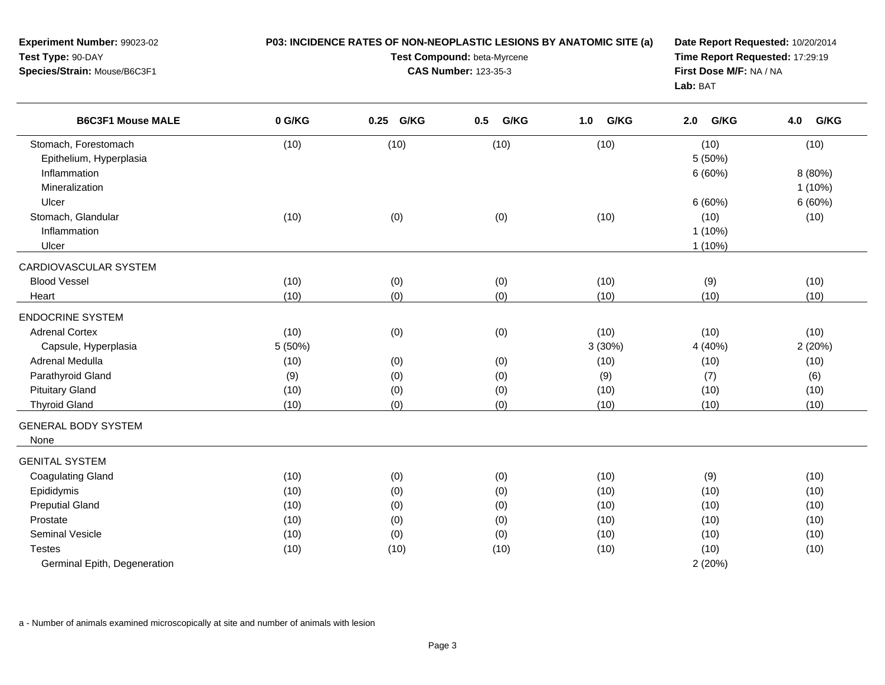**Experiment Number:** 99023-02
**Test Type:** 90-DAY
**Species/Strain:** Mouse/B6C3F1

**P03: INCIDENCE RATES OF NON-NEOPLASTIC LESIONS BY ANATOMIC SITE (a)**
**Test Compound:** beta-Myrcene
**CAS Number:** 123-35-3

**Date Report Requested:** 10/20/2014
**Time Report Requested:** 17:29:19
**First Dose M/F:** NA / NA
**Lab:** BAT

| B6C3F1 Mouse MALE | 0 G/KG | 0.25 G/KG | 0.5 G/KG | 1.0 G/KG | 2.0 G/KG | 4.0 G/KG |
|---|---|---|---|---|---|---|
| Stomach, Forestomach | (10) | (10) | (10) | (10) | (10) | (10) |
| Epithelium, Hyperplasia | | | | | 5 (50%) | |
| Inflammation | | | | | 6 (60%) | 8 (80%) |
| Mineralization | | | | | | 1 (10%) |
| Ulcer | | | | | 6 (60%) | 6 (60%) |
| Stomach, Glandular | (10) | (0) | (0) | (10) | (10) | (10) |
| Inflammation | | | | | 1 (10%) | |
| Ulcer | | | | | 1 (10%) | |
| CARDIOVASCULAR SYSTEM | | | | | | |
| Blood Vessel | (10) | (0) | (0) | (10) | (9) | (10) |
| Heart | (10) | (0) | (0) | (10) | (10) | (10) |
| ENDOCRINE SYSTEM | | | | | | |
| Adrenal Cortex | (10) | (0) | (0) | (10) | (10) | (10) |
| Capsule, Hyperplasia | 5 (50%) | | | 3 (30%) | 4 (40%) | 2 (20%) |
| Adrenal Medulla | (10) | (0) | (0) | (10) | (10) | (10) |
| Parathyroid Gland | (9) | (0) | (0) | (9) | (7) | (6) |
| Pituitary Gland | (10) | (0) | (0) | (10) | (10) | (10) |
| Thyroid Gland | (10) | (0) | (0) | (10) | (10) | (10) |
| GENERAL BODY SYSTEM | | | | | | |
| None | | | | | | |
| GENITAL SYSTEM | | | | | | |
| Coagulating Gland | (10) | (0) | (0) | (10) | (9) | (10) |
| Epididymis | (10) | (0) | (0) | (10) | (10) | (10) |
| Preputial Gland | (10) | (0) | (0) | (10) | (10) | (10) |
| Prostate | (10) | (0) | (0) | (10) | (10) | (10) |
| Seminal Vesicle | (10) | (0) | (0) | (10) | (10) | (10) |
| Testes | (10) | (10) | (10) | (10) | (10) | (10) |
| Germinal Epith, Degeneration | | | | | 2 (20%) | |

a - Number of animals examined microscopically at site and number of animals with lesion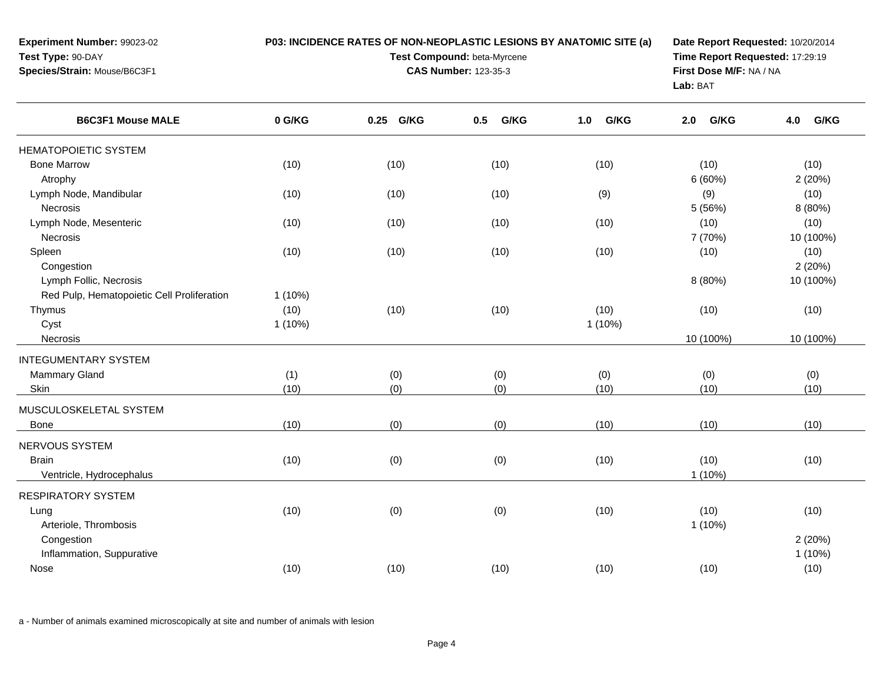**Experiment Number:** 99023-02
**Test Type:** 90-DAY
**Species/Strain:** Mouse/B6C3F1

**P03: INCIDENCE RATES OF NON-NEOPLASTIC LESIONS BY ANATOMIC SITE (a)**
**Test Compound:** beta-Myrcene
**CAS Number:** 123-35-3

**Date Report Requested:** 10/20/2014
**Time Report Requested:** 17:29:19
**First Dose M/F:** NA / NA
**Lab:** BAT

| B6C3F1 Mouse MALE | 0 G/KG | 0.25 G/KG | 0.5 G/KG | 1.0 G/KG | 2.0 G/KG | 4.0 G/KG |
|---|---|---|---|---|---|---|
| HEMATOPOIETIC SYSTEM | | | | | | |
| Bone Marrow | (10) | (10) | (10) | (10) | (10) | (10) |
| Atrophy | | | | | 6 (60%) | 2 (20%) |
| Lymph Node, Mandibular | (10) | (10) | (10) | (9) | (9) | (10) |
| Necrosis | | | | | 5 (56%) | 8 (80%) |
| Lymph Node, Mesenteric | (10) | (10) | (10) | (10) | (10) | (10) |
| Necrosis | | | | | 7 (70%) | 10 (100%) |
| Spleen | (10) | (10) | (10) | (10) | (10) | (10) |
| Congestion | | | | | | 2 (20%) |
| Lymph Follic, Necrosis | | | | | 8 (80%) | 10 (100%) |
| Red Pulp, Hematopoietic Cell Proliferation | 1 (10%) | | | | | |
| Thymus | (10) | (10) | (10) | (10) | (10) | (10) |
| Cyst | 1 (10%) | | | 1 (10%) | | |
| Necrosis | | | | | 10 (100%) | 10 (100%) |
| INTEGUMENTARY SYSTEM | | | | | | |
| Mammary Gland | (1) | (0) | (0) | (0) | (0) | (0) |
| Skin | (10) | (0) | (0) | (10) | (10) | (10) |
| MUSCULOSKELETAL SYSTEM | | | | | | |
| Bone | (10) | (0) | (0) | (10) | (10) | (10) |
| NERVOUS SYSTEM | | | | | | |
| Brain | (10) | (0) | (0) | (10) | (10) | (10) |
| Ventricle, Hydrocephalus | | | | | 1 (10%) | |
| RESPIRATORY SYSTEM | | | | | | |
| Lung | (10) | (0) | (0) | (10) | (10) | (10) |
| Arteriole, Thrombosis | | | | | 1 (10%) | |
| Congestion | | | | | | 2 (20%) |
| Inflammation, Suppurative | | | | | | 1 (10%) |
| Nose | (10) | (10) | (10) | (10) | (10) | (10) |

a - Number of animals examined microscopically at site and number of animals with lesion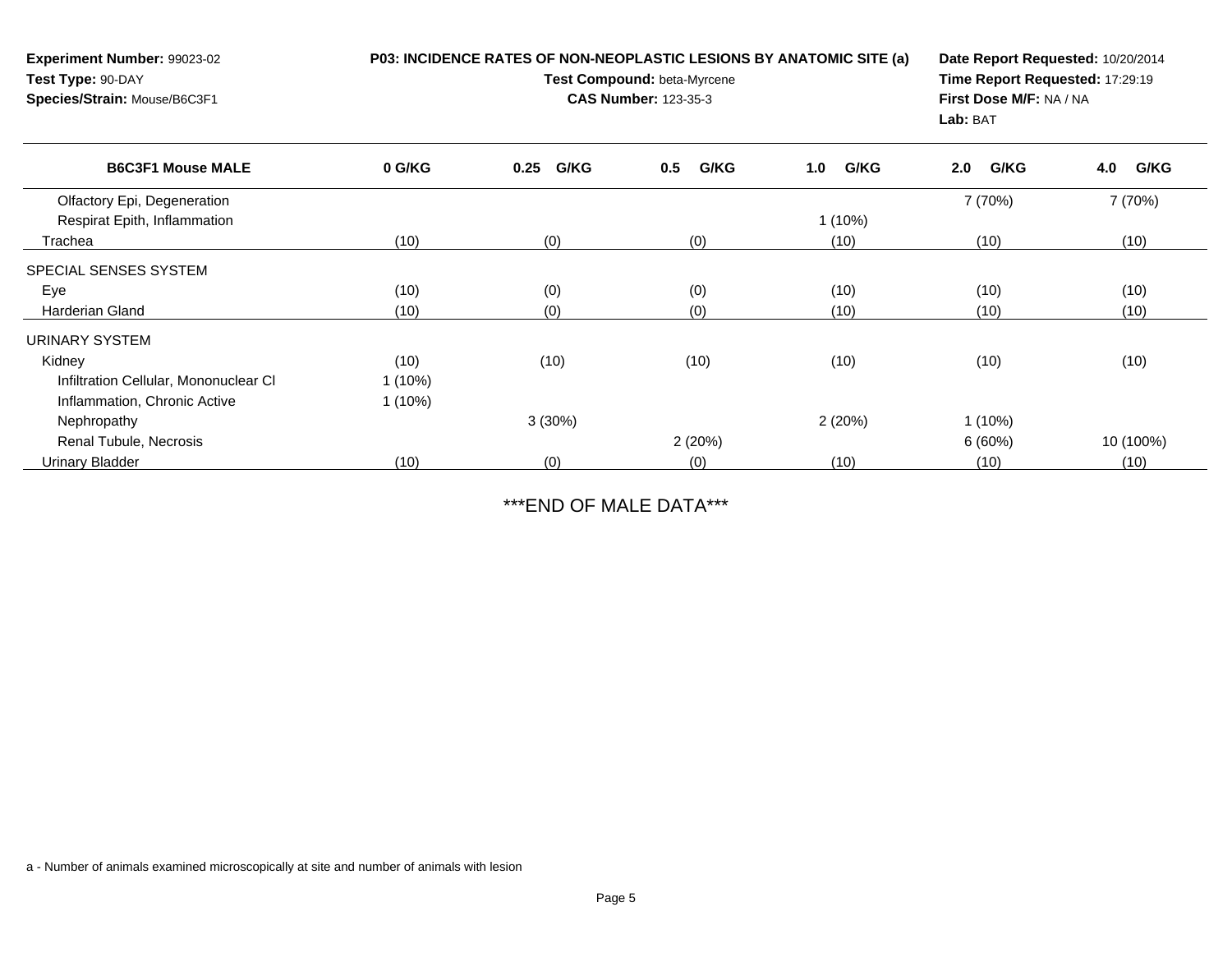**Experiment Number:** 99023-02
**Test Type:** 90-DAY
**Species/Strain:** Mouse/B6C3F1

**P03: INCIDENCE RATES OF NON-NEOPLASTIC LESIONS BY ANATOMIC SITE (a)**
**Test Compound:** beta-Myrcene
**CAS Number:** 123-35-3

**Date Report Requested:** 10/20/2014
**Time Report Requested:** 17:29:19
**First Dose M/F:** NA / NA
**Lab:** BAT

| B6C3F1 Mouse MALE | 0 G/KG | 0.25 G/KG | 0.5 G/KG | 1.0 G/KG | 2.0 G/KG | 4.0 G/KG |
|---|---|---|---|---|---|---|
| Olfactory Epi, Degeneration | | | | | 7 (70%) | 7 (70%) |
| Respirat Epith, Inflammation | | | | 1 (10%) | | |
| Trachea | (10) | (0) | (0) | (10) | (10) | (10) |
| SPECIAL SENSES SYSTEM | | | | | | |
| Eye | (10) | (0) | (0) | (10) | (10) | (10) |
| Harderian Gland | (10) | (0) | (0) | (10) | (10) | (10) |
| URINARY SYSTEM | | | | | | |
| Kidney | (10) | (10) | (10) | (10) | (10) | (10) |
| Infiltration Cellular, Mononuclear Cl | 1 (10%) | | | | | |
| Inflammation, Chronic Active | 1 (10%) | | | | | |
| Nephropathy | | 3 (30%) | | 2 (20%) | 1 (10%) | |
| Renal Tubule, Necrosis | | | 2 (20%) | | 6 (60%) | 10 (100%) |
| Urinary Bladder | (10) | (0) | (0) | (10) | (10) | (10) |

***END OF MALE DATA***

a - Number of animals examined microscopically at site and number of animals with lesion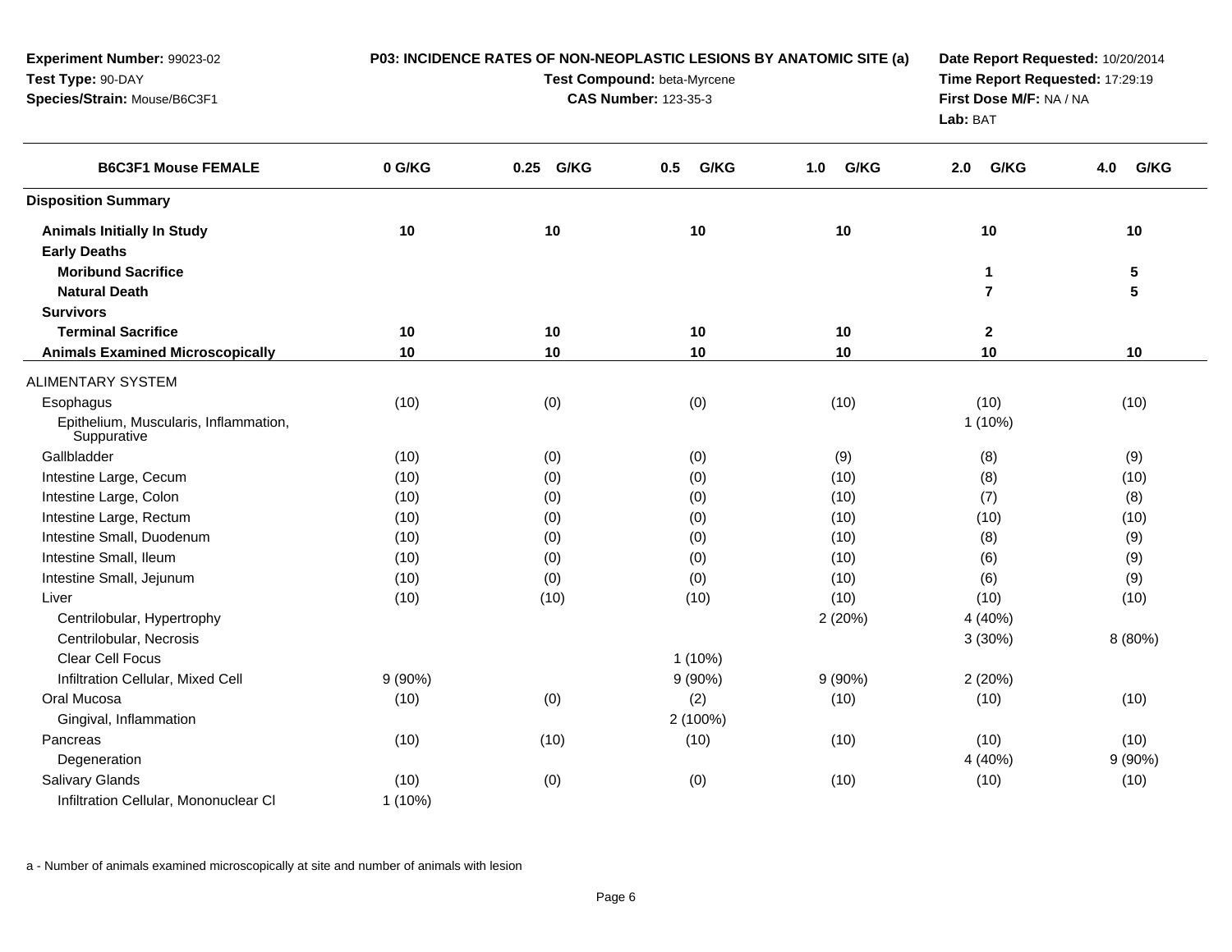**Experiment Number:** 99023-02
**Test Type:** 90-DAY
**Species/Strain:** Mouse/B6C3F1

**P03: INCIDENCE RATES OF NON-NEOPLASTIC LESIONS BY ANATOMIC SITE (a)**
**Test Compound:** beta-Myrcene
**CAS Number:** 123-35-3

**Date Report Requested:** 10/20/2014
**Time Report Requested:** 17:29:19
**First Dose M/F:** NA / NA
**Lab:** BAT

| B6C3F1 Mouse FEMALE | 0 G/KG | 0.25 G/KG | 0.5 G/KG | 1.0 G/KG | 2.0 G/KG | 4.0 G/KG |
|---|---|---|---|---|---|---|
| **Disposition Summary** | | | | | | |
| **Animals Initially In Study** | **10** | **10** | **10** | **10** | **10** | **10** |
| **Early Deaths** | | | | | | |
| **Moribund Sacrifice** | | | | | **1** | **5** |
| **Natural Death** | | | | | **7** | **5** |
| **Survivors** | | | | | | |
| **Terminal Sacrifice** | **10** | **10** | **10** | **10** | **2** | |
| **Animals Examined Microscopically** | **10** | **10** | **10** | **10** | **10** | **10** |
| ALIMENTARY SYSTEM | | | | | | |
| Esophagus | (10) | (0) | (0) | (10) | (10) | (10) |
| Epithelium, Muscularis, Inflammation, Suppurative | | | | | 1 (10%) | |
| Gallbladder | (10) | (0) | (0) | (9) | (8) | (9) |
| Intestine Large, Cecum | (10) | (0) | (0) | (10) | (8) | (10) |
| Intestine Large, Colon | (10) | (0) | (0) | (10) | (7) | (8) |
| Intestine Large, Rectum | (10) | (0) | (0) | (10) | (10) | (10) |
| Intestine Small, Duodenum | (10) | (0) | (0) | (10) | (8) | (9) |
| Intestine Small, Ileum | (10) | (0) | (0) | (10) | (6) | (9) |
| Intestine Small, Jejunum | (10) | (0) | (0) | (10) | (6) | (9) |
| Liver | (10) | (10) | (10) | (10) | (10) | (10) |
| Centrilobular, Hypertrophy | | | | 2 (20%) | 4 (40%) | |
| Centrilobular, Necrosis | | | | | 3 (30%) | 8 (80%) |
| Clear Cell Focus | | | 1 (10%) | | | |
| Infiltration Cellular, Mixed Cell | 9 (90%) | | 9 (90%) | 9 (90%) | 2 (20%) | |
| Oral Mucosa | (10) | (0) | (2) | (10) | (10) | (10) |
| Gingival, Inflammation | | | 2 (100%) | | | |
| Pancreas | (10) | (10) | (10) | (10) | (10) | (10) |
| Degeneration | | | | | 4 (40%) | 9 (90%) |
| Salivary Glands | (10) | (0) | (0) | (10) | (10) | (10) |
| Infiltration Cellular, Mononuclear Cl | 1 (10%) | | | | | |

a - Number of animals examined microscopically at site and number of animals with lesion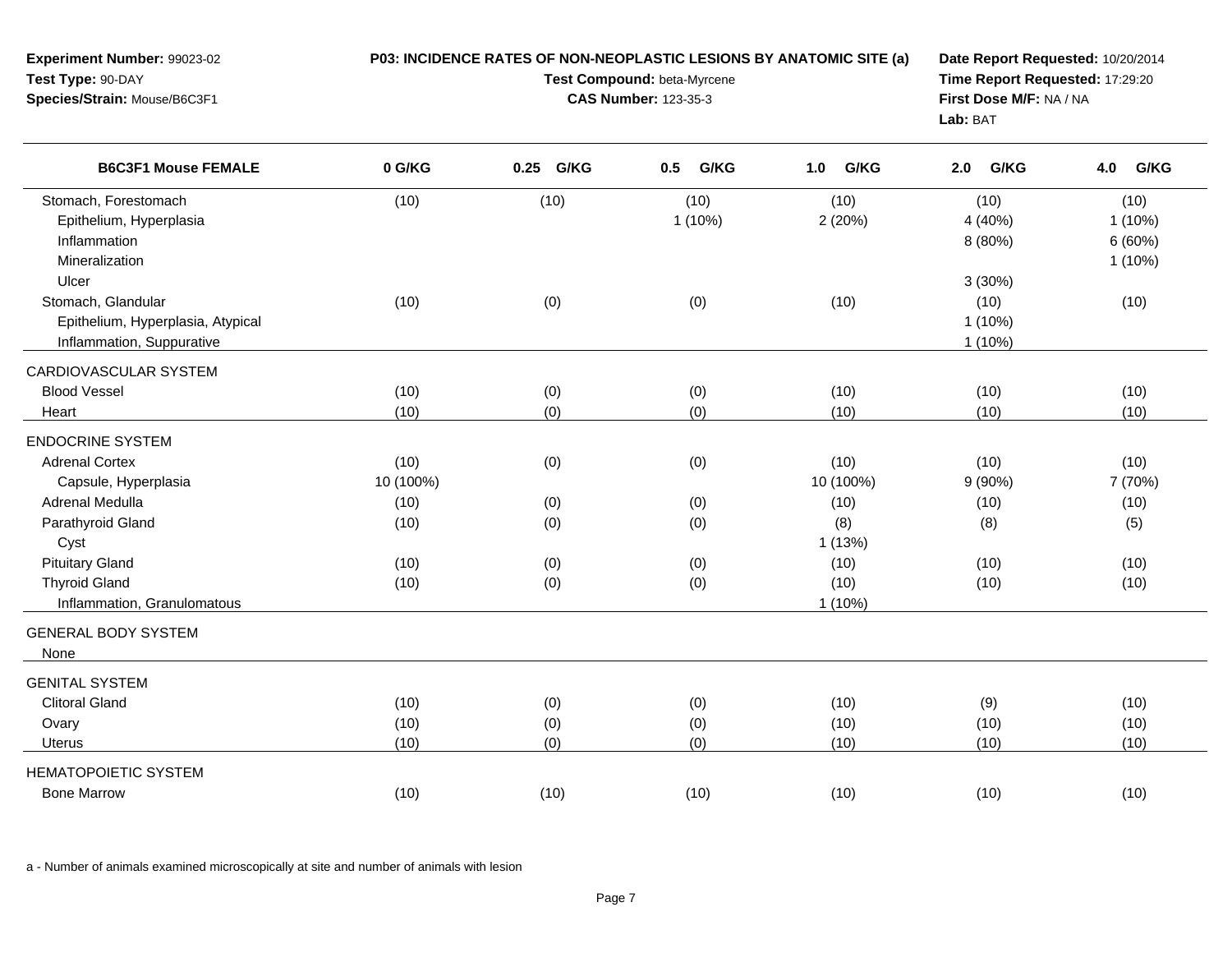**Experiment Number:** 99023-02
**Test Type:** 90-DAY
**Species/Strain:** Mouse/B6C3F1

**P03: INCIDENCE RATES OF NON-NEOPLASTIC LESIONS BY ANATOMIC SITE (a)**
**Test Compound:** beta-Myrcene
**CAS Number:** 123-35-3

**Date Report Requested:** 10/20/2014
**Time Report Requested:** 17:29:20
**First Dose M/F:** NA / NA
**Lab:** BAT

| B6C3F1 Mouse FEMALE | 0 G/KG | 0.25 G/KG | 0.5 G/KG | 1.0 G/KG | 2.0 G/KG | 4.0 G/KG |
|---|---|---|---|---|---|---|
| Stomach, Forestomach | (10) | (10) | (10) | (10) | (10) | (10) |
| Epithelium, Hyperplasia | | | 1 (10%) | 2 (20%) | 4 (40%) | 1 (10%) |
| Inflammation | | | | | 8 (80%) | 6 (60%) |
| Mineralization | | | | | | 1 (10%) |
| Ulcer | | | | | 3 (30%) | |
| Stomach, Glandular | (10) | (0) | (0) | (10) | (10) | (10) |
| Epithelium, Hyperplasia, Atypical | | | | | 1 (10%) | |
| Inflammation, Suppurative | | | | | 1 (10%) | |
| CARDIOVASCULAR SYSTEM | | | | | | |
| Blood Vessel | (10) | (0) | (0) | (10) | (10) | (10) |
| Heart | (10) | (0) | (0) | (10) | (10) | (10) |
| ENDOCRINE SYSTEM | | | | | | |
| Adrenal Cortex | (10) | (0) | (0) | (10) | (10) | (10) |
| Capsule, Hyperplasia | 10 (100%) | | | 10 (100%) | 9 (90%) | 7 (70%) |
| Adrenal Medulla | (10) | (0) | (0) | (10) | (10) | (10) |
| Parathyroid Gland | (10) | (0) | (0) | (8) | (8) | (5) |
| Cyst | | | | 1 (13%) | | |
| Pituitary Gland | (10) | (0) | (0) | (10) | (10) | (10) |
| Thyroid Gland | (10) | (0) | (0) | (10) | (10) | (10) |
| Inflammation, Granulomatous | | | | 1 (10%) | | |
| GENERAL BODY SYSTEM | | | | | | |
| None | | | | | | |
| GENITAL SYSTEM | | | | | | |
| Clitoral Gland | (10) | (0) | (0) | (10) | (9) | (10) |
| Ovary | (10) | (0) | (0) | (10) | (10) | (10) |
| Uterus | (10) | (0) | (0) | (10) | (10) | (10) |
| HEMATOPOIETIC SYSTEM | | | | | | |
| Bone Marrow | (10) | (10) | (10) | (10) | (10) | (10) |

a - Number of animals examined microscopically at site and number of animals with lesion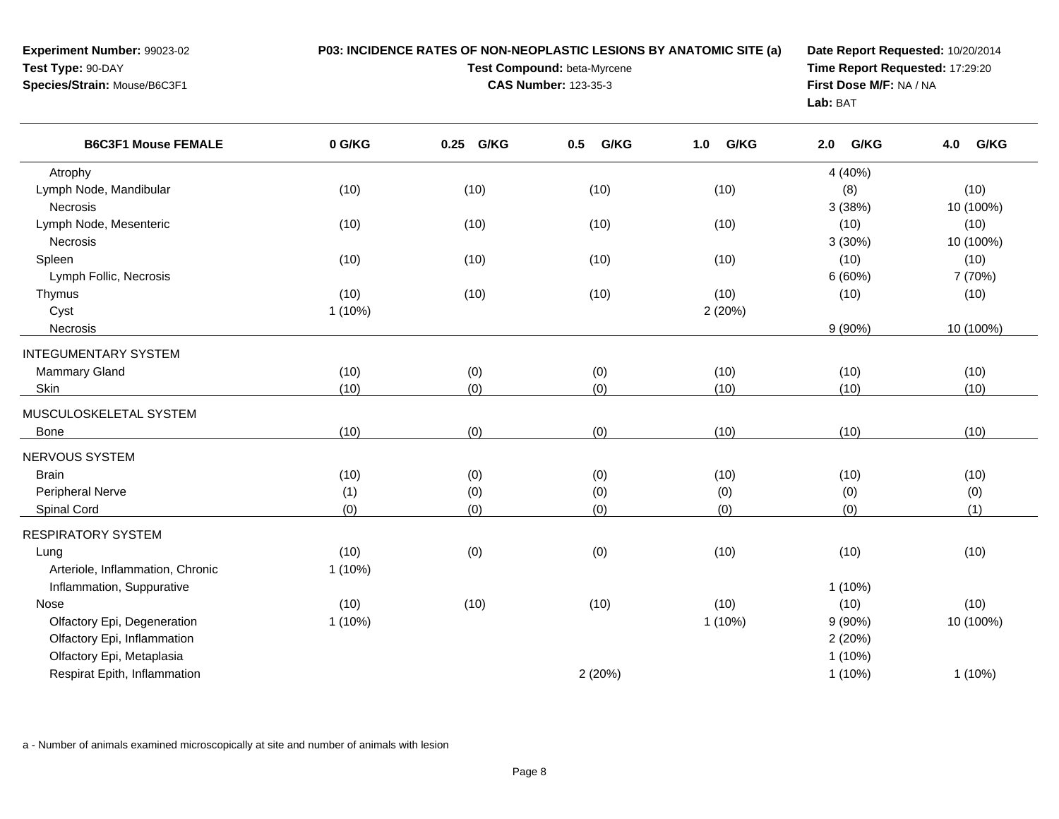**Experiment Number:** 99023-02
**Test Type:** 90-DAY
**Species/Strain:** Mouse/B6C3F1

**P03: INCIDENCE RATES OF NON-NEOPLASTIC LESIONS BY ANATOMIC SITE (a)**
**Test Compound:** beta-Myrcene
**CAS Number:** 123-35-3

**Date Report Requested:** 10/20/2014
**Time Report Requested:** 17:29:20
**First Dose M/F:** NA / NA
**Lab:** BAT

| B6C3F1 Mouse FEMALE | 0 G/KG | 0.25 G/KG | 0.5 G/KG | 1.0 G/KG | 2.0 G/KG | 4.0 G/KG |
|---|---|---|---|---|---|---|
| Atrophy | | | | | 4 (40%) | |
| Lymph Node, Mandibular | (10) | (10) | (10) | (10) | (8) | (10) |
| Necrosis | | | | | 3 (38%) | 10 (100%) |
| Lymph Node, Mesenteric | (10) | (10) | (10) | (10) | (10) | (10) |
| Necrosis | | | | | 3 (30%) | 10 (100%) |
| Spleen | (10) | (10) | (10) | (10) | (10) | (10) |
| Lymph Follic, Necrosis | | | | | 6 (60%) | 7 (70%) |
| Thymus | (10) | (10) | (10) | (10) | (10) | (10) |
| Cyst | 1 (10%) | | | 2 (20%) | | |
| Necrosis | | | | | 9 (90%) | 10 (100%) |
| INTEGUMENTARY SYSTEM | | | | | | |
| Mammary Gland | (10) | (0) | (0) | (10) | (10) | (10) |
| Skin | (10) | (0) | (0) | (10) | (10) | (10) |
| MUSCULOSKELETAL SYSTEM | | | | | | |
| Bone | (10) | (0) | (0) | (10) | (10) | (10) |
| NERVOUS SYSTEM | | | | | | |
| Brain | (10) | (0) | (0) | (10) | (10) | (10) |
| Peripheral Nerve | (1) | (0) | (0) | (0) | (0) | (0) |
| Spinal Cord | (0) | (0) | (0) | (0) | (0) | (1) |
| RESPIRATORY SYSTEM | | | | | | |
| Lung | (10) | (0) | (0) | (10) | (10) | (10) |
| Arteriole, Inflammation, Chronic | 1 (10%) | | | | | |
| Inflammation, Suppurative | | | | | 1 (10%) | |
| Nose | (10) | (10) | (10) | (10) | (10) | (10) |
| Olfactory Epi, Degeneration | 1 (10%) | | | 1 (10%) | 9 (90%) | 10 (100%) |
| Olfactory Epi, Inflammation | | | | | 2 (20%) | |
| Olfactory Epi, Metaplasia | | | | | 1 (10%) | |
| Respirat Epith, Inflammation | | | 2 (20%) | | 1 (10%) | 1 (10%) |

a - Number of animals examined microscopically at site and number of animals with lesion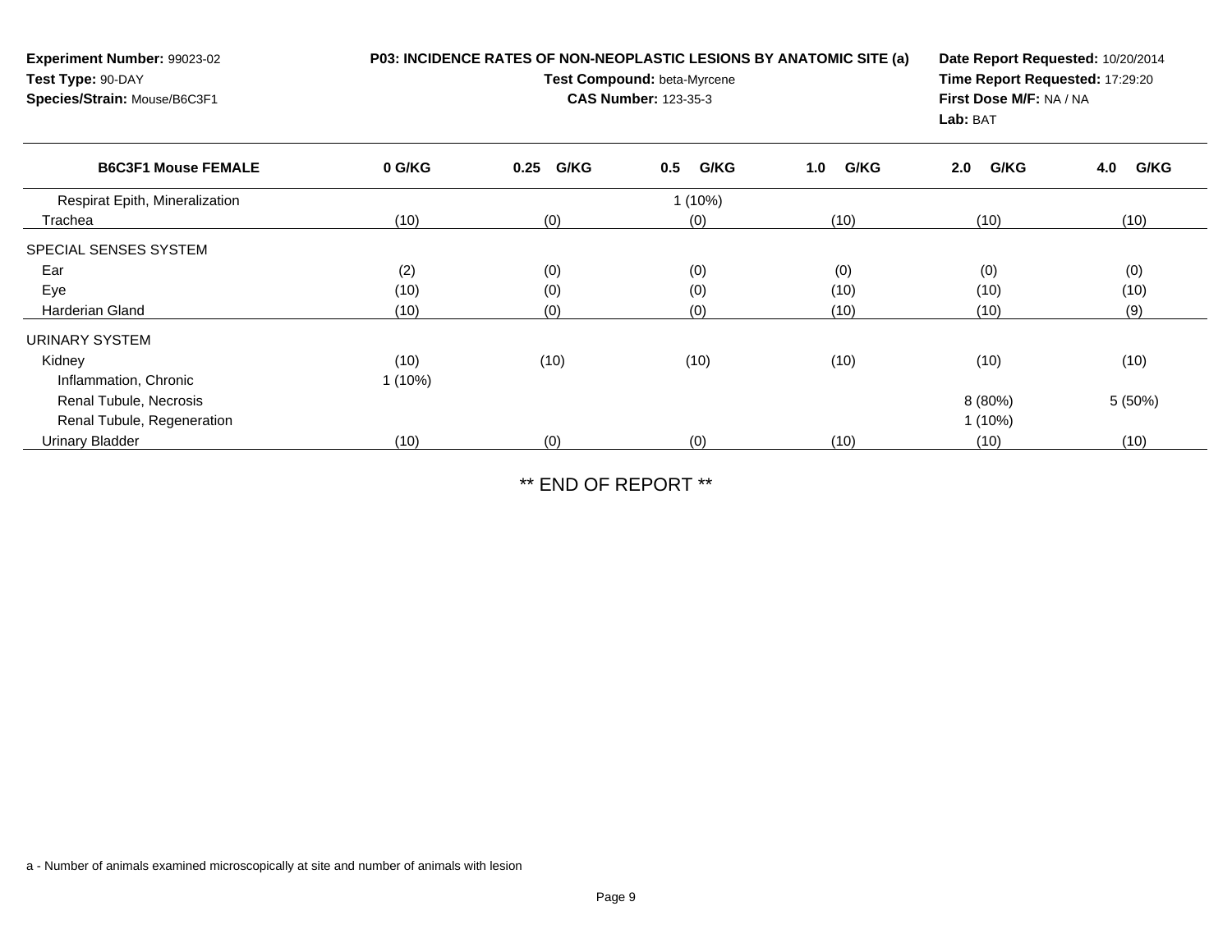**Experiment Number:** 99023-02
**Test Type:** 90-DAY
**Species/Strain:** Mouse/B6C3F1

**P03: INCIDENCE RATES OF NON-NEOPLASTIC LESIONS BY ANATOMIC SITE (a)**
**Test Compound:** beta-Myrcene
**CAS Number:** 123-35-3

**Date Report Requested:** 10/20/2014
**Time Report Requested:** 17:29:20
**First Dose M/F:** NA / NA
**Lab:** BAT

| B6C3F1 Mouse FEMALE | 0 G/KG | 0.25 G/KG | 0.5 G/KG | 1.0 G/KG | 2.0 G/KG | 4.0 G/KG |
|---|---|---|---|---|---|---|
| Respirat Epith, Mineralization | | | 1 (10%) | | | |
| Trachea | (10) | (0) | (0) | (10) | (10) | (10) |
| SPECIAL SENSES SYSTEM | | | | | | |
| Ear | (2) | (0) | (0) | (0) | (0) | (0) |
| Eye | (10) | (0) | (0) | (10) | (10) | (10) |
| Harderian Gland | (10) | (0) | (0) | (10) | (10) | (9) |
| URINARY SYSTEM | | | | | | |
| Kidney | (10) | (10) | (10) | (10) | (10) | (10) |
| Inflammation, Chronic | 1 (10%) | | | | | |
| Renal Tubule, Necrosis | | | | | 8 (80%) | 5 (50%) |
| Renal Tubule, Regeneration | | | | | 1 (10%) | |
| Urinary Bladder | (10) | (0) | (0) | (10) | (10) | (10) |

** END OF REPORT **

a - Number of animals examined microscopically at site and number of animals with lesion